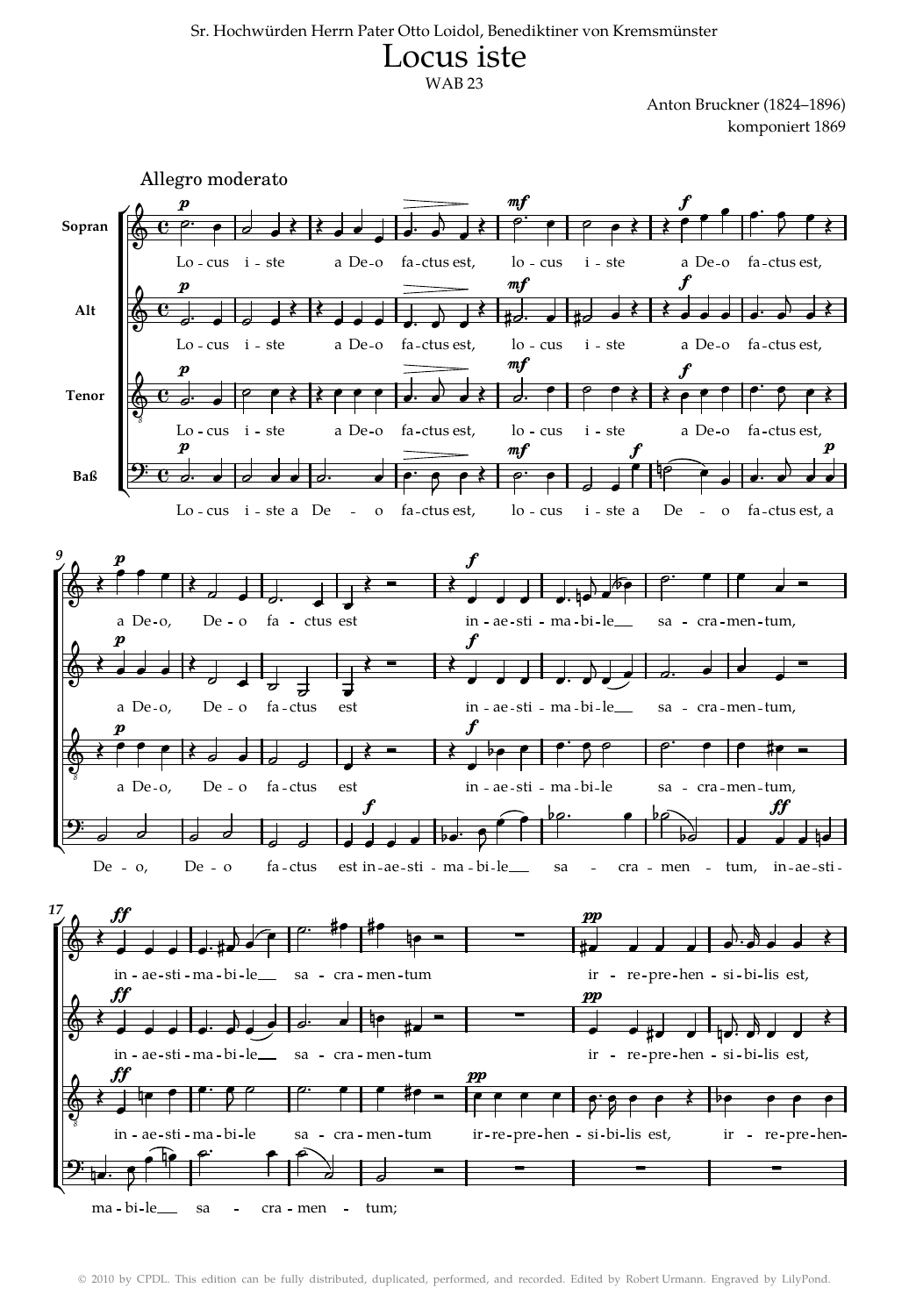Sr. Hochwürden Herrn Pater Otto Loidol, Benediktiner von Kremsmünster

# Locus iste

WAB 23

Anton Bruckner (1824–1896)
komponiert 1869

© 2010 by CPDL. This edition can be fully distributed, duplicated, performed, and recorded. Edited by Robert Urmann. Engraved by LilyPond.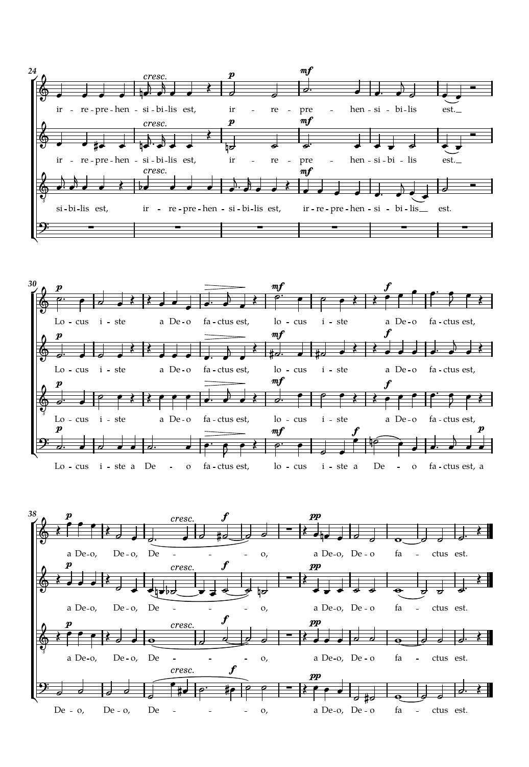24

ir - re - pre - hen - si - bi - lis est, ir - re - pre - hen - si - bi - lis est.

ir - re - pre - hen - si - bi - lis est, ir - re - pre - hen - si - bi - lis est.

si - bi - lis est, ir - re - pre - hen - si - bi - lis est, ir - re - pre - hen - si - bi - lis est.

30

Lo - cus i - ste a De - o fa - ctus est, lo - cus i - ste a De - o fa - ctus est,

Lo - cus i - ste a De - o fa - ctus est, lo - cus i - ste a De - o fa - ctus est,

Lo - cus i - ste a De - o fa - ctus est, lo - cus i - ste a De - o fa - ctus est,

Lo - cus i - ste a De - o fa - ctus est, lo - cus i - ste a De - o fa - ctus est, a

38

a De - o, De - o, De - o, a De - o, De - o fa - ctus est.

a De - o, De - o, De - o, a De - o, De - o fa - ctus est.

a De - o, De - o, De - o, a De - o, De - o fa - ctus est.

De - o, De - o, De - o, a De - o, De - o fa - ctus est.